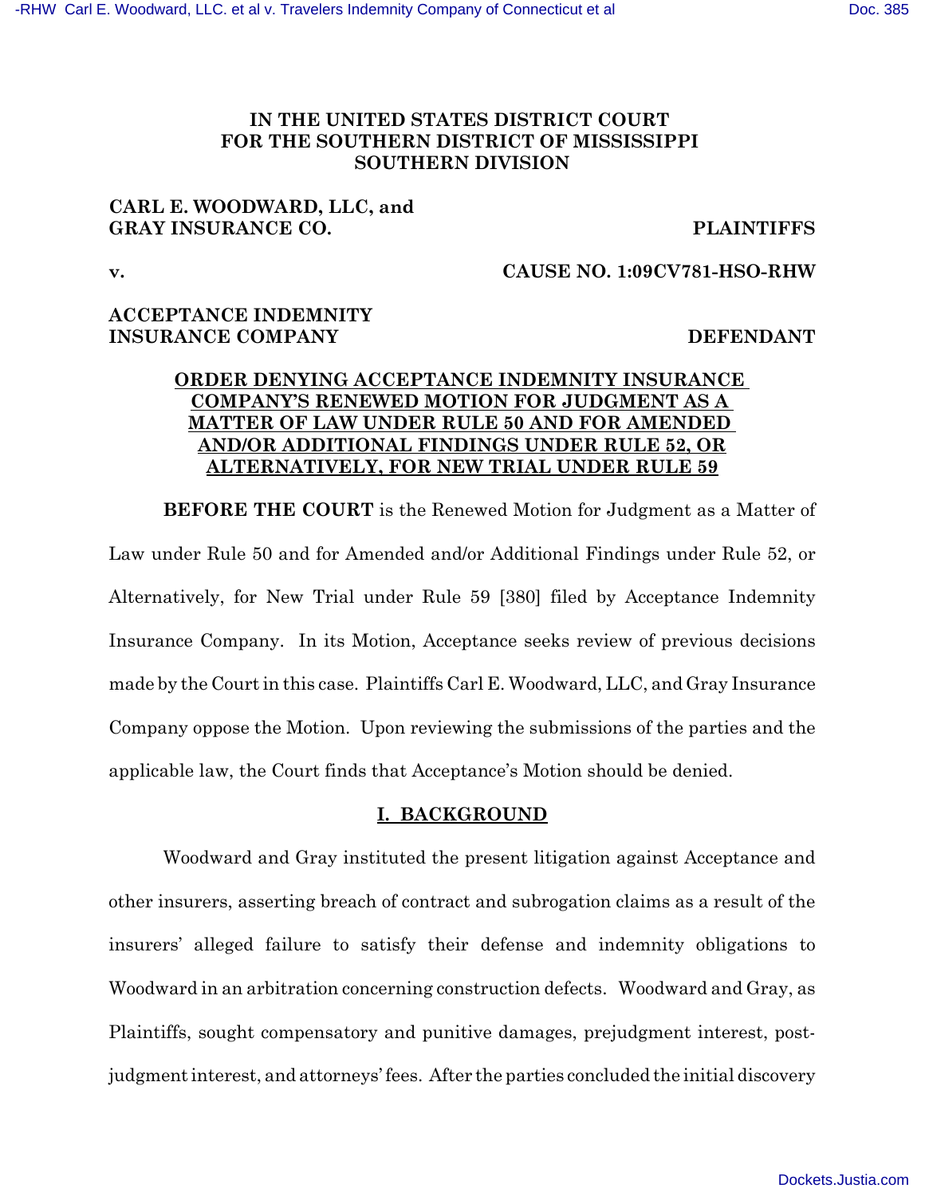**IN THE UNITED STATES DISTRICT COURT
FOR THE SOUTHERN DISTRICT OF MISSISSIPPI
SOUTHERN DIVISION**

**CARL E. WOODWARD, LLC, and
GRAY INSURANCE CO.** **PLAINTIFFS**

**v.** **CAUSE NO. 1:09CV781-HSO-RHW**

**ACCEPTANCE INDEMNITY
INSURANCE COMPANY** **DEFENDANT**

**ORDER DENYING ACCEPTANCE INDEMNITY INSURANCE COMPANY'S RENEWED MOTION FOR JUDGMENT AS A MATTER OF LAW UNDER RULE 50 AND FOR AMENDED AND/OR ADDITIONAL FINDINGS UNDER RULE 52, OR ALTERNATIVELY, FOR NEW TRIAL UNDER RULE 59**

**BEFORE THE COURT** is the Renewed Motion for Judgment as a Matter of Law under Rule 50 and for Amended and/or Additional Findings under Rule 52, or Alternatively, for New Trial under Rule 59 [380] filed by Acceptance Indemnity Insurance Company. In its Motion, Acceptance seeks review of previous decisions made by the Court in this case. Plaintiffs Carl E. Woodward, LLC, and Gray Insurance Company oppose the Motion. Upon reviewing the submissions of the parties and the applicable law, the Court finds that Acceptance's Motion should be denied.

## I. BACKGROUND

Woodward and Gray instituted the present litigation against Acceptance and other insurers, asserting breach of contract and subrogation claims as a result of the insurers' alleged failure to satisfy their defense and indemnity obligations to Woodward in an arbitration concerning construction defects. Woodward and Gray, as Plaintiffs, sought compensatory and punitive damages, prejudgment interest, post-judgment interest, and attorneys' fees. After the parties concluded the initial discovery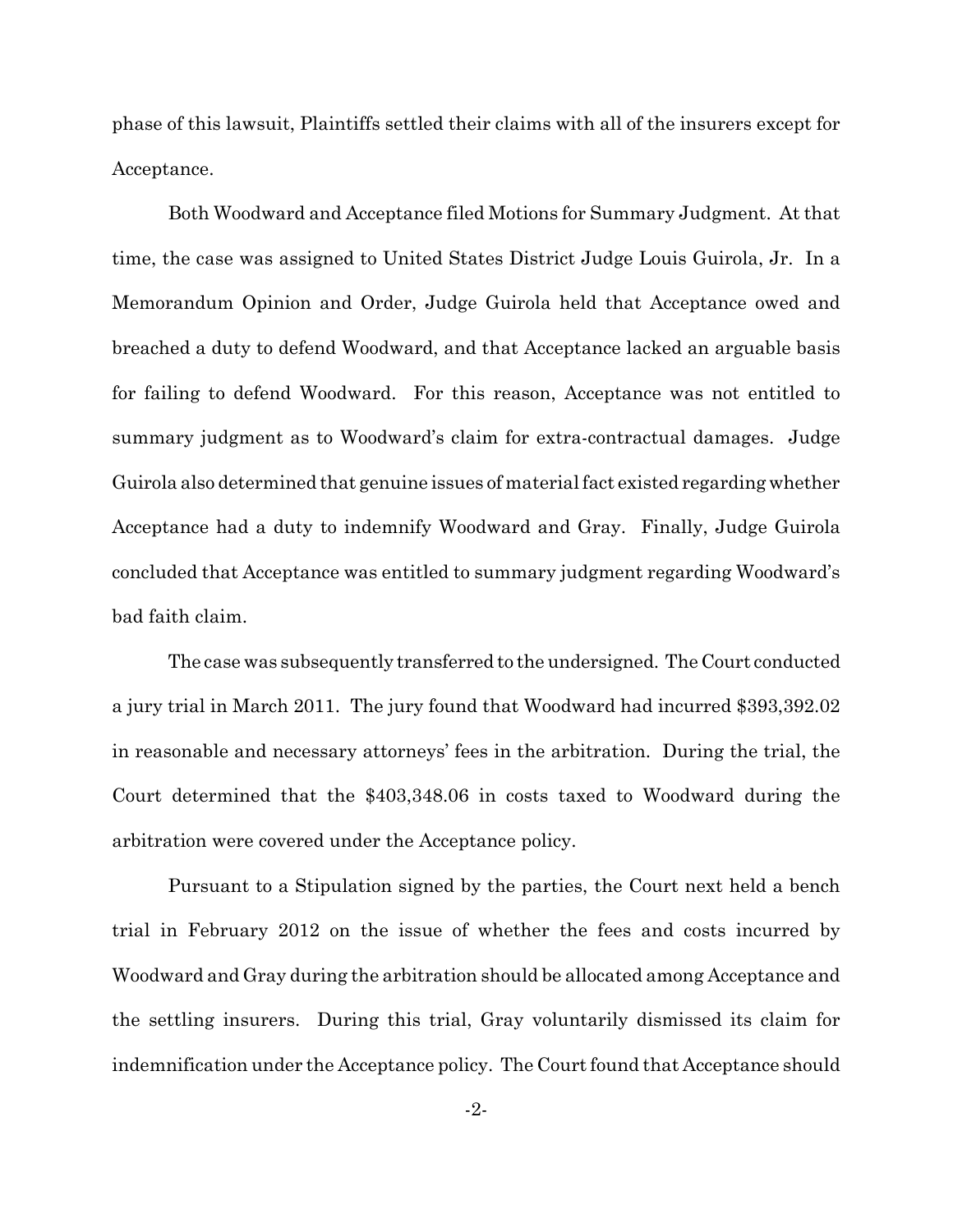phase of this lawsuit, Plaintiffs settled their claims with all of the insurers except for Acceptance.

Both Woodward and Acceptance filed Motions for Summary Judgment. At that time, the case was assigned to United States District Judge Louis Guirola, Jr. In a Memorandum Opinion and Order, Judge Guirola held that Acceptance owed and breached a duty to defend Woodward, and that Acceptance lacked an arguable basis for failing to defend Woodward. For this reason, Acceptance was not entitled to summary judgment as to Woodward's claim for extra-contractual damages. Judge Guirola also determined that genuine issues of material fact existed regarding whether Acceptance had a duty to indemnify Woodward and Gray. Finally, Judge Guirola concluded that Acceptance was entitled to summary judgment regarding Woodward's bad faith claim.

The case was subsequently transferred to the undersigned. The Court conducted a jury trial in March 2011. The jury found that Woodward had incurred $393,392.02 in reasonable and necessary attorneys' fees in the arbitration. During the trial, the Court determined that the $403,348.06 in costs taxed to Woodward during the arbitration were covered under the Acceptance policy.

Pursuant to a Stipulation signed by the parties, the Court next held a bench trial in February 2012 on the issue of whether the fees and costs incurred by Woodward and Gray during the arbitration should be allocated among Acceptance and the settling insurers. During this trial, Gray voluntarily dismissed its claim for indemnification under the Acceptance policy. The Court found that Acceptance should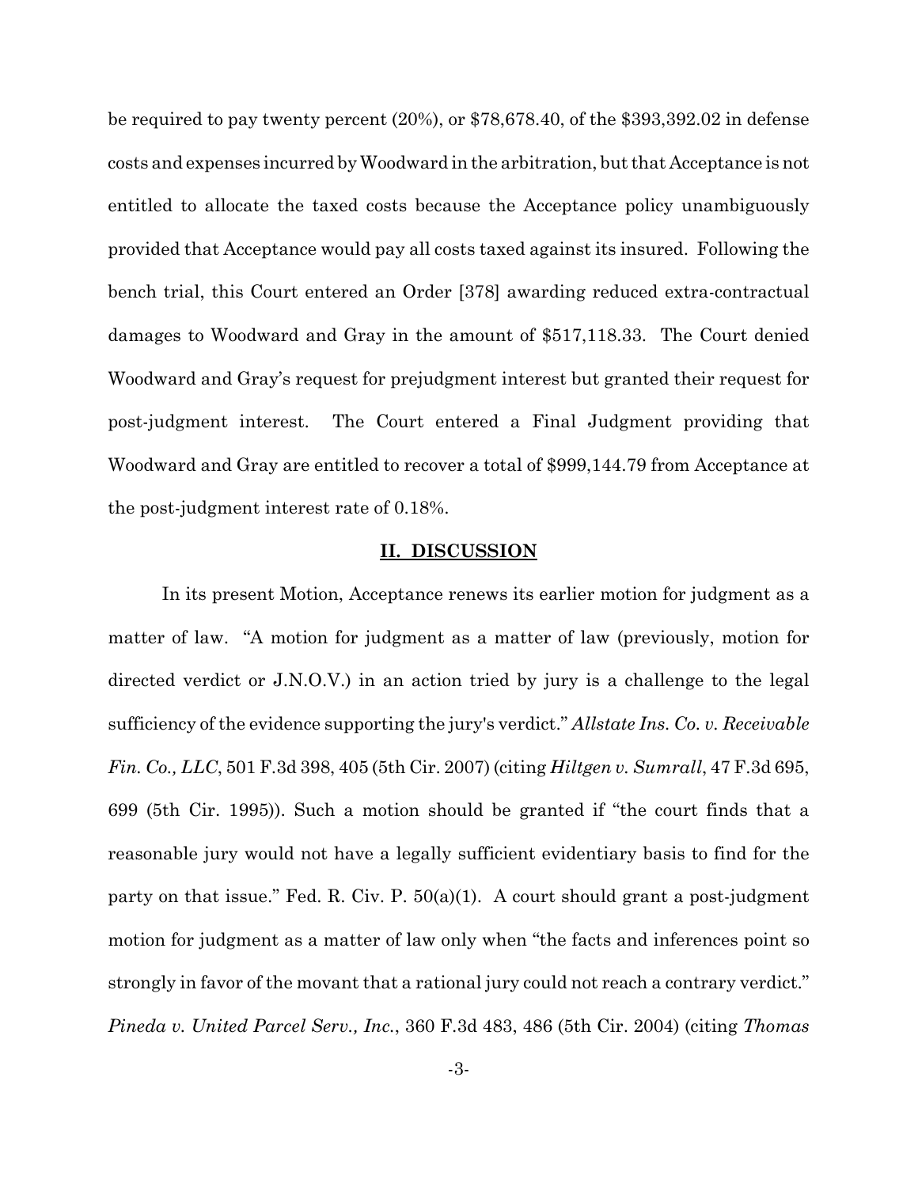be required to pay twenty percent (20%), or $78,678.40, of the $393,392.02 in defense costs and expenses incurred by Woodward in the arbitration, but that Acceptance is not entitled to allocate the taxed costs because the Acceptance policy unambiguously provided that Acceptance would pay all costs taxed against its insured. Following the bench trial, this Court entered an Order [378] awarding reduced extra-contractual damages to Woodward and Gray in the amount of $517,118.33. The Court denied Woodward and Gray's request for prejudgment interest but granted their request for post-judgment interest. The Court entered a Final Judgment providing that Woodward and Gray are entitled to recover a total of $999,144.79 from Acceptance at the post-judgment interest rate of 0.18%.

## II. DISCUSSION

In its present Motion, Acceptance renews its earlier motion for judgment as a matter of law. "A motion for judgment as a matter of law (previously, motion for directed verdict or J.N.O.V.) in an action tried by jury is a challenge to the legal sufficiency of the evidence supporting the jury's verdict." *Allstate Ins. Co. v. Receivable Fin. Co., LLC*, 501 F.3d 398, 405 (5th Cir. 2007) (citing *Hiltgen v. Sumrall*, 47 F.3d 695, 699 (5th Cir. 1995)). Such a motion should be granted if "the court finds that a reasonable jury would not have a legally sufficient evidentiary basis to find for the party on that issue." Fed. R. Civ. P. 50(a)(1). A court should grant a post-judgment motion for judgment as a matter of law only when "the facts and inferences point so strongly in favor of the movant that a rational jury could not reach a contrary verdict." *Pineda v. United Parcel Serv., Inc.*, 360 F.3d 483, 486 (5th Cir. 2004) (citing *Thomas*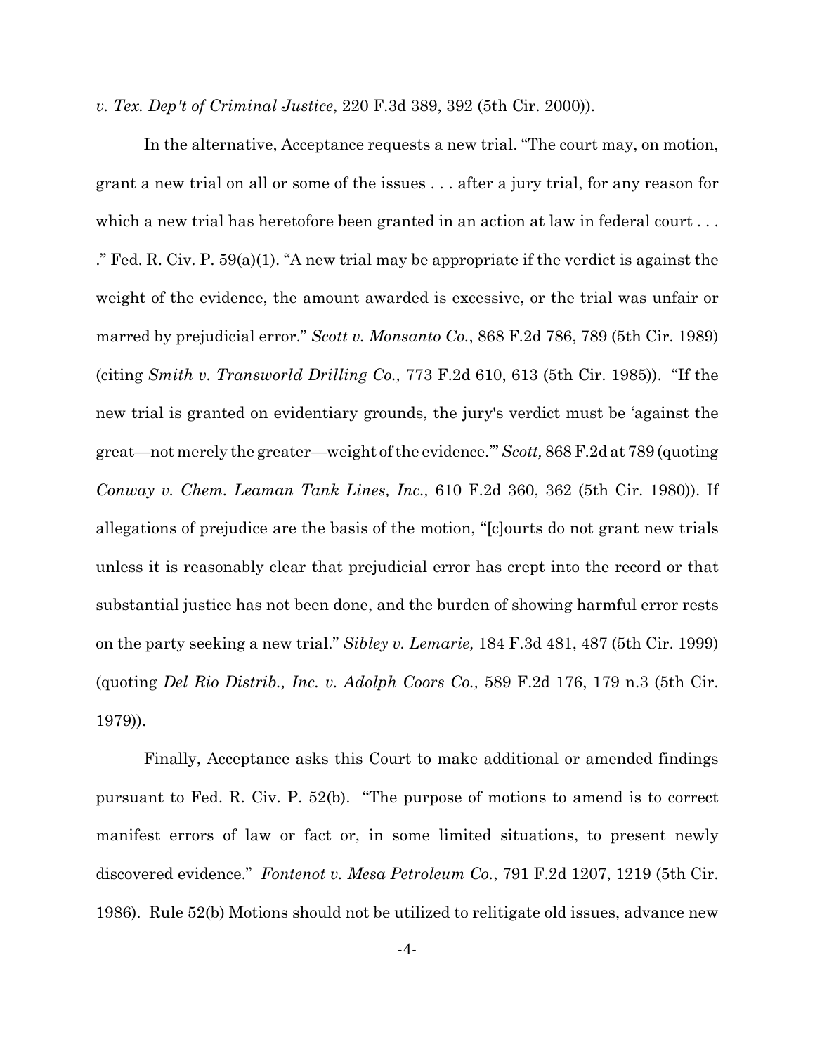*v. Tex. Dep't of Criminal Justice*, 220 F.3d 389, 392 (5th Cir. 2000)).

In the alternative, Acceptance requests a new trial. "The court may, on motion, grant a new trial on all or some of the issues . . . after a jury trial, for any reason for which a new trial has heretofore been granted in an action at law in federal court . . . ." Fed. R. Civ. P. 59(a)(1). "A new trial may be appropriate if the verdict is against the weight of the evidence, the amount awarded is excessive, or the trial was unfair or marred by prejudicial error." *Scott v. Monsanto Co.*, 868 F.2d 786, 789 (5th Cir. 1989) (citing *Smith v. Transworld Drilling Co.,* 773 F.2d 610, 613 (5th Cir. 1985)). "If the new trial is granted on evidentiary grounds, the jury's verdict must be 'against the great—not merely the greater—weight of the evidence.'" *Scott,* 868 F.2d at 789 (quoting *Conway v. Chem. Leaman Tank Lines, Inc.,* 610 F.2d 360, 362 (5th Cir. 1980)). If allegations of prejudice are the basis of the motion, "[c]ourts do not grant new trials unless it is reasonably clear that prejudicial error has crept into the record or that substantial justice has not been done, and the burden of showing harmful error rests on the party seeking a new trial." *Sibley v. Lemarie,* 184 F.3d 481, 487 (5th Cir. 1999) (quoting *Del Rio Distrib., Inc. v. Adolph Coors Co.,* 589 F.2d 176, 179 n.3 (5th Cir. 1979)).

Finally, Acceptance asks this Court to make additional or amended findings pursuant to Fed. R. Civ. P. 52(b). "The purpose of motions to amend is to correct manifest errors of law or fact or, in some limited situations, to present newly discovered evidence." *Fontenot v. Mesa Petroleum Co.*, 791 F.2d 1207, 1219 (5th Cir. 1986). Rule 52(b) Motions should not be utilized to relitigate old issues, advance new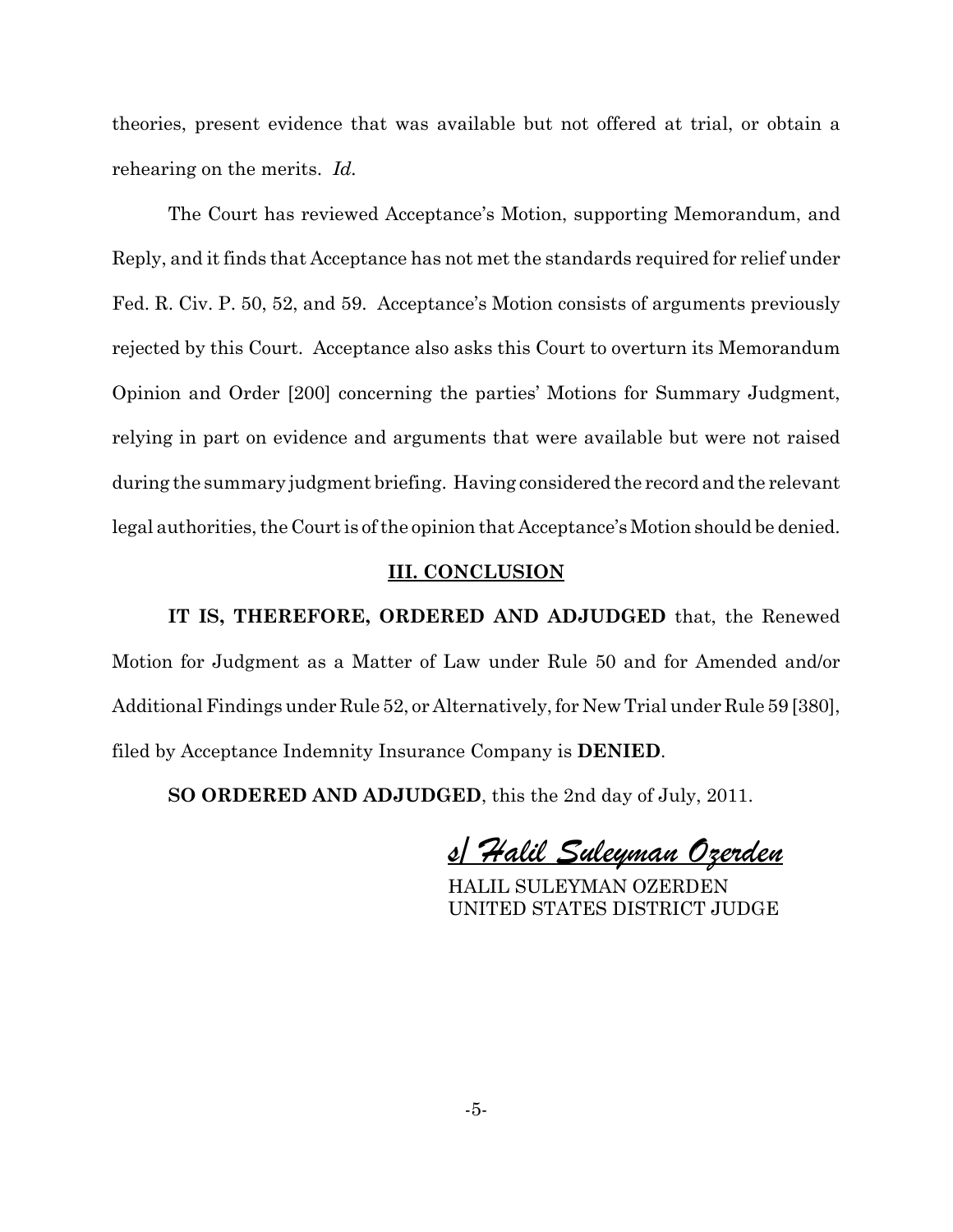theories, present evidence that was available but not offered at trial, or obtain a rehearing on the merits. *Id.*

The Court has reviewed Acceptance's Motion, supporting Memorandum, and Reply, and it finds that Acceptance has not met the standards required for relief under Fed. R. Civ. P. 50, 52, and 59. Acceptance's Motion consists of arguments previously rejected by this Court. Acceptance also asks this Court to overturn its Memorandum Opinion and Order [200] concerning the parties' Motions for Summary Judgment, relying in part on evidence and arguments that were available but were not raised during the summary judgment briefing. Having considered the record and the relevant legal authorities, the Court is of the opinion that Acceptance's Motion should be denied.

## III. CONCLUSION

**IT IS, THEREFORE, ORDERED AND ADJUDGED** that, the Renewed Motion for Judgment as a Matter of Law under Rule 50 and for Amended and/or Additional Findings under Rule 52, or Alternatively, for New Trial under Rule 59 [380], filed by Acceptance Indemnity Insurance Company is **DENIED**.

**SO ORDERED AND ADJUDGED**, this the 2nd day of July, 2011.

*s/ Halil Suleyman Ozerden*

HALIL SULEYMAN OZERDEN
UNITED STATES DISTRICT JUDGE